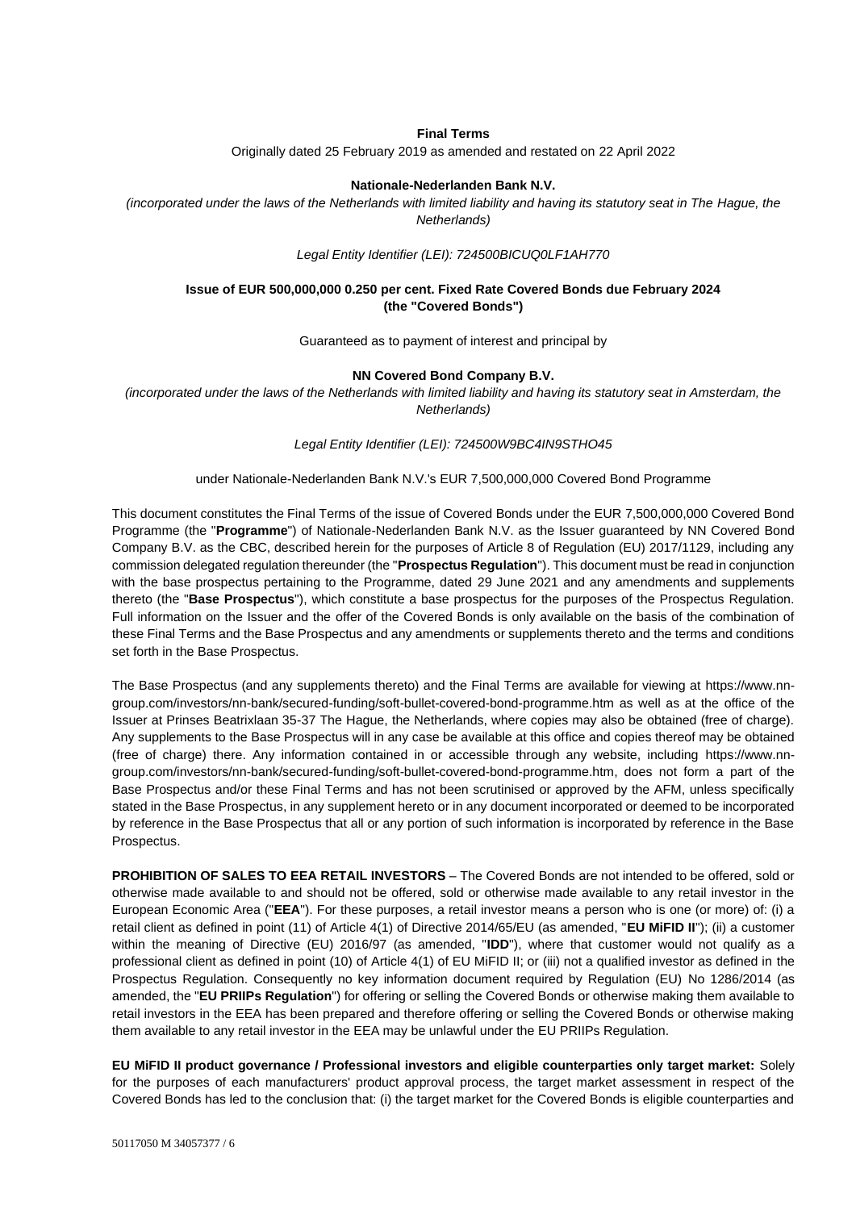**Final Terms**

Originally dated 25 February 2019 as amended and restated on 22 April 2022

**Nationale-Nederlanden Bank N.V.**

*(incorporated under the laws of the Netherlands with limited liability and having its statutory seat in The Hague, the Netherlands)*

*Legal Entity Identifier (LEI): 724500BICUQ0LF1AH770*

**Issue of EUR 500,000,000 0.250 per cent. Fixed Rate Covered Bonds due February 2024 (the "Covered Bonds")**

Guaranteed as to payment of interest and principal by

**NN Covered Bond Company B.V.**

*(incorporated under the laws of the Netherlands with limited liability and having its statutory seat in Amsterdam, the Netherlands)*

*Legal Entity Identifier (LEI): 724500W9BC4IN9STHO45*

under Nationale-Nederlanden Bank N.V.'s EUR 7,500,000,000 Covered Bond Programme

This document constitutes the Final Terms of the issue of Covered Bonds under the EUR 7,500,000,000 Covered Bond Programme (the "**Programme**") of Nationale-Nederlanden Bank N.V. as the Issuer guaranteed by NN Covered Bond Company B.V. as the CBC, described herein for the purposes of Article 8 of Regulation (EU) 2017/1129, including any commission delegated regulation thereunder (the "**Prospectus Regulation**"). This document must be read in conjunction with the base prospectus pertaining to the Programme, dated 29 June 2021 and any amendments and supplements thereto (the "**Base Prospectus**"), which constitute a base prospectus for the purposes of the Prospectus Regulation. Full information on the Issuer and the offer of the Covered Bonds is only available on the basis of the combination of these Final Terms and the Base Prospectus and any amendments or supplements thereto and the terms and conditions set forth in the Base Prospectus.

The Base Prospectus (and any supplements thereto) and the Final Terms are available for viewing at https://www.nn-group.com/investors/nn-bank/secured-funding/soft-bullet-covered-bond-programme.htm as well as at the office of the Issuer at Prinses Beatrixlaan 35-37 The Hague, the Netherlands, where copies may also be obtained (free of charge). Any supplements to the Base Prospectus will in any case be available at this office and copies thereof may be obtained (free of charge) there. Any information contained in or accessible through any website, including https://www.nn-group.com/investors/nn-bank/secured-funding/soft-bullet-covered-bond-programme.htm, does not form a part of the Base Prospectus and/or these Final Terms and has not been scrutinised or approved by the AFM, unless specifically stated in the Base Prospectus, in any supplement hereto or in any document incorporated or deemed to be incorporated by reference in the Base Prospectus that all or any portion of such information is incorporated by reference in the Base Prospectus.

**PROHIBITION OF SALES TO EEA RETAIL INVESTORS** – The Covered Bonds are not intended to be offered, sold or otherwise made available to and should not be offered, sold or otherwise made available to any retail investor in the European Economic Area ("**EEA**"). For these purposes, a retail investor means a person who is one (or more) of: (i) a retail client as defined in point (11) of Article 4(1) of Directive 2014/65/EU (as amended, "**EU MiFID II**"); (ii) a customer within the meaning of Directive (EU) 2016/97 (as amended, "**IDD**"), where that customer would not qualify as a professional client as defined in point (10) of Article 4(1) of EU MiFID II; or (iii) not a qualified investor as defined in the Prospectus Regulation. Consequently no key information document required by Regulation (EU) No 1286/2014 (as amended, the "**EU PRIIPs Regulation**") for offering or selling the Covered Bonds or otherwise making them available to retail investors in the EEA has been prepared and therefore offering or selling the Covered Bonds or otherwise making them available to any retail investor in the EEA may be unlawful under the EU PRIIPs Regulation.

**EU MiFID II product governance / Professional investors and eligible counterparties only target market:** Solely for the purposes of each manufacturers' product approval process, the target market assessment in respect of the Covered Bonds has led to the conclusion that: (i) the target market for the Covered Bonds is eligible counterparties and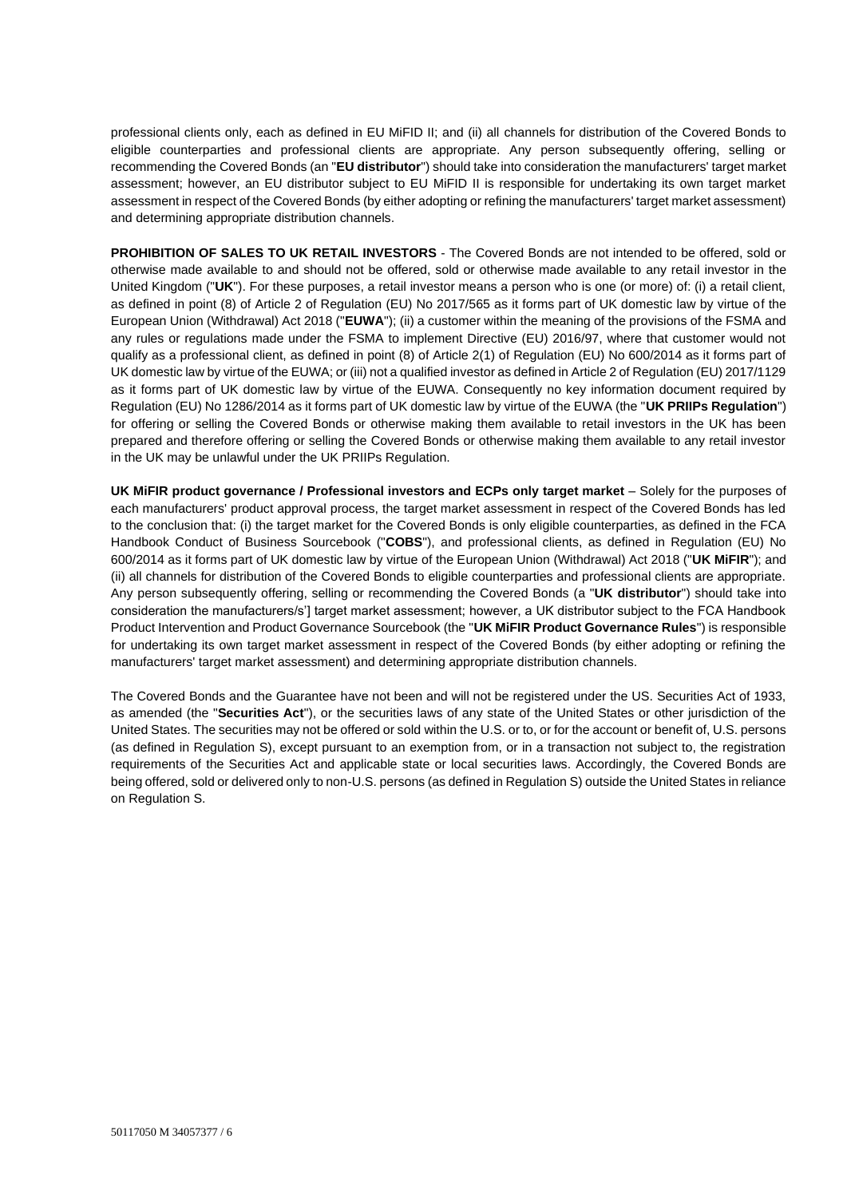professional clients only, each as defined in EU MiFID II; and (ii) all channels for distribution of the Covered Bonds to eligible counterparties and professional clients are appropriate. Any person subsequently offering, selling or recommending the Covered Bonds (an "**EU distributor**") should take into consideration the manufacturers' target market assessment; however, an EU distributor subject to EU MiFID II is responsible for undertaking its own target market assessment in respect of the Covered Bonds (by either adopting or refining the manufacturers' target market assessment) and determining appropriate distribution channels.

**PROHIBITION OF SALES TO UK RETAIL INVESTORS** - The Covered Bonds are not intended to be offered, sold or otherwise made available to and should not be offered, sold or otherwise made available to any retail investor in the United Kingdom ("**UK**"). For these purposes, a retail investor means a person who is one (or more) of: (i) a retail client, as defined in point (8) of Article 2 of Regulation (EU) No 2017/565 as it forms part of UK domestic law by virtue of the European Union (Withdrawal) Act 2018 ("**EUWA**"); (ii) a customer within the meaning of the provisions of the FSMA and any rules or regulations made under the FSMA to implement Directive (EU) 2016/97, where that customer would not qualify as a professional client, as defined in point (8) of Article 2(1) of Regulation (EU) No 600/2014 as it forms part of UK domestic law by virtue of the EUWA; or (iii) not a qualified investor as defined in Article 2 of Regulation (EU) 2017/1129 as it forms part of UK domestic law by virtue of the EUWA. Consequently no key information document required by Regulation (EU) No 1286/2014 as it forms part of UK domestic law by virtue of the EUWA (the "**UK PRIIPs Regulation**") for offering or selling the Covered Bonds or otherwise making them available to retail investors in the UK has been prepared and therefore offering or selling the Covered Bonds or otherwise making them available to any retail investor in the UK may be unlawful under the UK PRIIPs Regulation.

**UK MiFIR product governance / Professional investors and ECPs only target market** – Solely for the purposes of each manufacturers' product approval process, the target market assessment in respect of the Covered Bonds has led to the conclusion that: (i) the target market for the Covered Bonds is only eligible counterparties, as defined in the FCA Handbook Conduct of Business Sourcebook ("**COBS**"), and professional clients, as defined in Regulation (EU) No 600/2014 as it forms part of UK domestic law by virtue of the European Union (Withdrawal) Act 2018 ("**UK MiFIR**"); and (ii) all channels for distribution of the Covered Bonds to eligible counterparties and professional clients are appropriate. Any person subsequently offering, selling or recommending the Covered Bonds (a "**UK distributor**") should take into consideration the manufacturers/s'] target market assessment; however, a UK distributor subject to the FCA Handbook Product Intervention and Product Governance Sourcebook (the "**UK MiFIR Product Governance Rules**") is responsible for undertaking its own target market assessment in respect of the Covered Bonds (by either adopting or refining the manufacturers' target market assessment) and determining appropriate distribution channels.

The Covered Bonds and the Guarantee have not been and will not be registered under the US. Securities Act of 1933, as amended (the "**Securities Act**"), or the securities laws of any state of the United States or other jurisdiction of the United States. The securities may not be offered or sold within the U.S. or to, or for the account or benefit of, U.S. persons (as defined in Regulation S), except pursuant to an exemption from, or in a transaction not subject to, the registration requirements of the Securities Act and applicable state or local securities laws. Accordingly, the Covered Bonds are being offered, sold or delivered only to non-U.S. persons (as defined in Regulation S) outside the United States in reliance on Regulation S.

50117050 M 34057377 / 6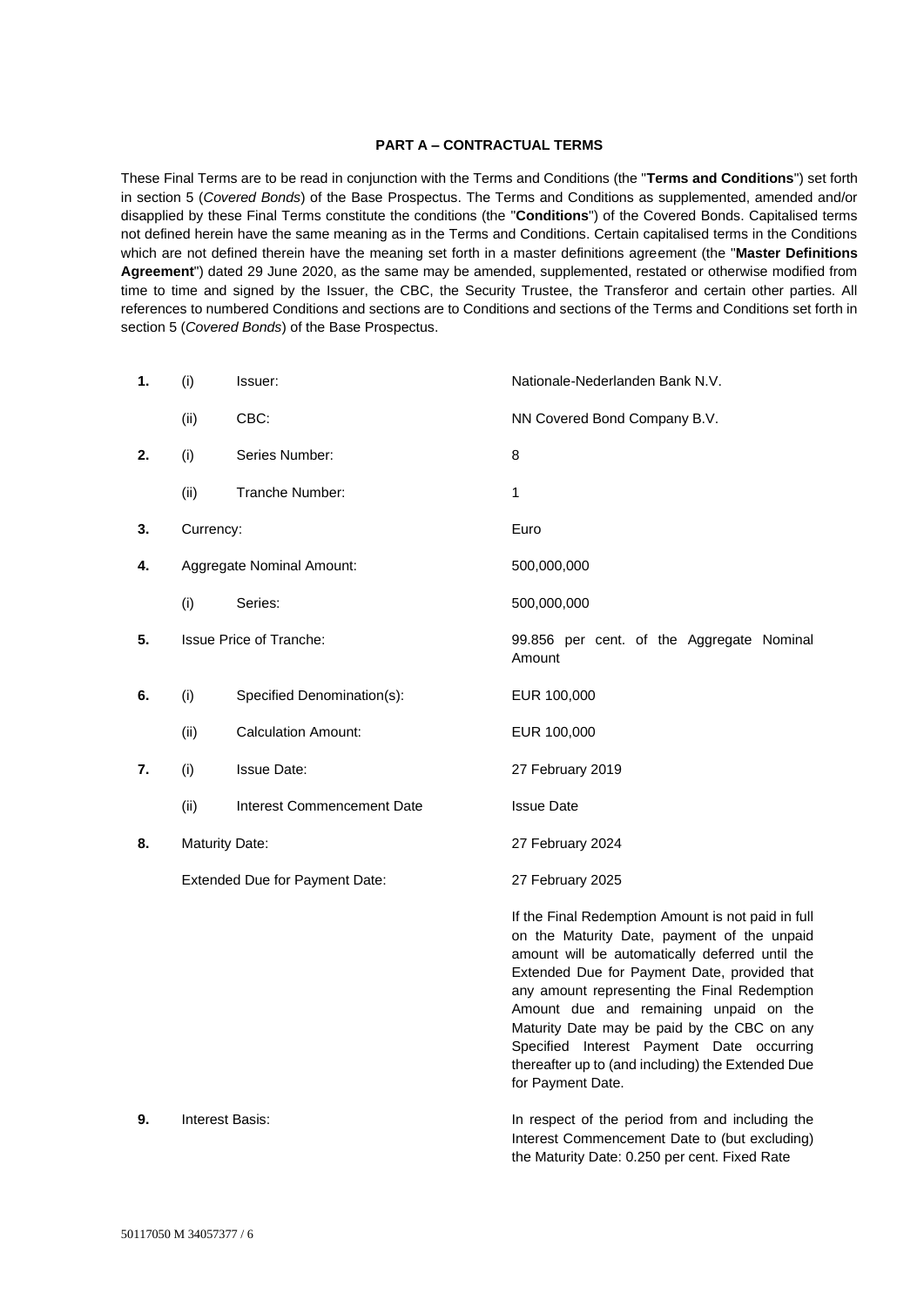## PART A – CONTRACTUAL TERMS

These Final Terms are to be read in conjunction with the Terms and Conditions (the "**Terms and Conditions**") set forth in section 5 (*Covered Bonds*) of the Base Prospectus. The Terms and Conditions as supplemented, amended and/or disapplied by these Final Terms constitute the conditions (the "**Conditions**") of the Covered Bonds. Capitalised terms not defined herein have the same meaning as in the Terms and Conditions. Certain capitalised terms in the Conditions which are not defined therein have the meaning set forth in a master definitions agreement (the "**Master Definitions Agreement**") dated 29 June 2020, as the same may be amended, supplemented, restated or otherwise modified from time to time and signed by the Issuer, the CBC, the Security Trustee, the Transferor and certain other parties. All references to numbered Conditions and sections are to Conditions and sections of the Terms and Conditions set forth in section 5 (*Covered Bonds*) of the Base Prospectus.

| | | | |
|---|---|---|---|
| **1.** | (i) | Issuer: | Nationale-Nederlanden Bank N.V. |
| | (ii) | CBC: | NN Covered Bond Company B.V. |
| **2.** | (i) | Series Number: | 8 |
| | (ii) | Tranche Number: | 1 |
| **3.** | Currency: | | Euro |
| **4.** | Aggregate Nominal Amount: | | 500,000,000 |
| | (i) | Series: | 500,000,000 |
| **5.** | Issue Price of Tranche: | | 99.856 per cent. of the Aggregate Nominal Amount |
| **6.** | (i) | Specified Denomination(s): | EUR 100,000 |
| | (ii) | Calculation Amount: | EUR 100,000 |
| **7.** | (i) | Issue Date: | 27 February 2019 |
| | (ii) | Interest Commencement Date | Issue Date |
| **8.** | Maturity Date: | | 27 February 2024 |
| | Extended Due for Payment Date: | | 27 February 2025<br><br>If the Final Redemption Amount is not paid in full on the Maturity Date, payment of the unpaid amount will be automatically deferred until the Extended Due for Payment Date, provided that any amount representing the Final Redemption Amount due and remaining unpaid on the Maturity Date may be paid by the CBC on any Specified Interest Payment Date occurring thereafter up to (and including) the Extended Due for Payment Date. |
| **9.** | Interest Basis: | | In respect of the period from and including the Interest Commencement Date to (but excluding) the Maturity Date: 0.250 per cent. Fixed Rate |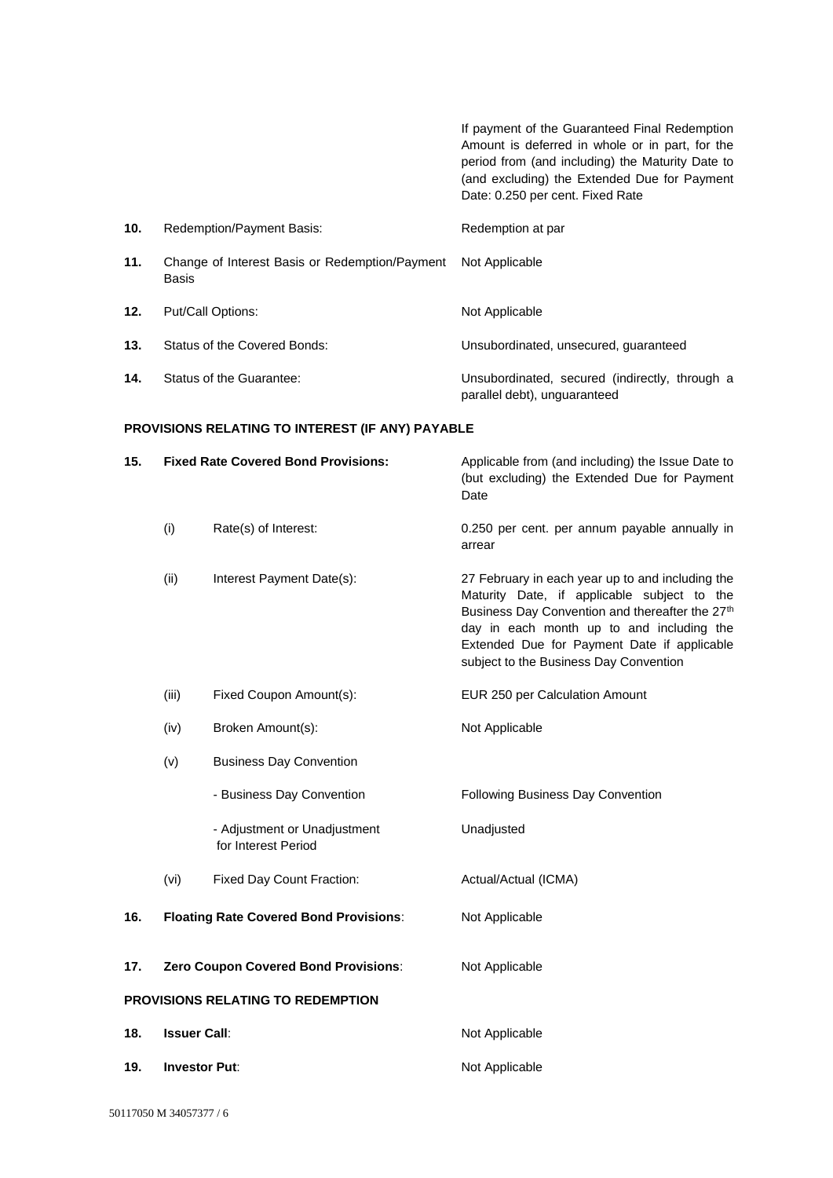| | | |
|---|---|---|
| | | If payment of the Guaranteed Final Redemption Amount is deferred in whole or in part, for the period from (and including) the Maturity Date to (and excluding) the Extended Due for Payment Date: 0.250 per cent. Fixed Rate |
| **10.** | Redemption/Payment Basis: | Redemption at par |
| **11.** | Change of Interest Basis or Redemption/Payment Basis | Not Applicable |
| **12.** | Put/Call Options: | Not Applicable |
| **13.** | Status of the Covered Bonds: | Unsubordinated, unsecured, guaranteed |
| **14.** | Status of the Guarantee: | Unsubordinated, secured (indirectly, through a parallel debt), unguaranteed |

**PROVISIONS RELATING TO INTEREST (IF ANY) PAYABLE**

| | | | |
|---|---|---|---|
| **15.** | **Fixed Rate Covered Bond Provisions:** | | Applicable from (and including) the Issue Date to (but excluding) the Extended Due for Payment Date |
| | (i) | Rate(s) of Interest: | 0.250 per cent. per annum payable annually in arrear |
| | (ii) | Interest Payment Date(s): | 27 February in each year up to and including the Maturity Date, if applicable subject to the Business Day Convention and thereafter the 27th day in each month up to and including the Extended Due for Payment Date if applicable subject to the Business Day Convention |
| | (iii) | Fixed Coupon Amount(s): | EUR 250 per Calculation Amount |
| | (iv) | Broken Amount(s): | Not Applicable |
| | (v) | Business Day Convention | |
| | | - Business Day Convention | Following Business Day Convention |
| | | - Adjustment or Unadjustment for Interest Period | Unadjusted |
| | (vi) | Fixed Day Count Fraction: | Actual/Actual (ICMA) |
| **16.** | **Floating Rate Covered Bond Provisions**: | | Not Applicable |
| **17.** | **Zero Coupon Covered Bond Provisions**: | | Not Applicable |

**PROVISIONS RELATING TO REDEMPTION**

| | | |
|---|---|---|
| **18.** | **Issuer Call**: | Not Applicable |
| **19.** | **Investor Put**: | Not Applicable |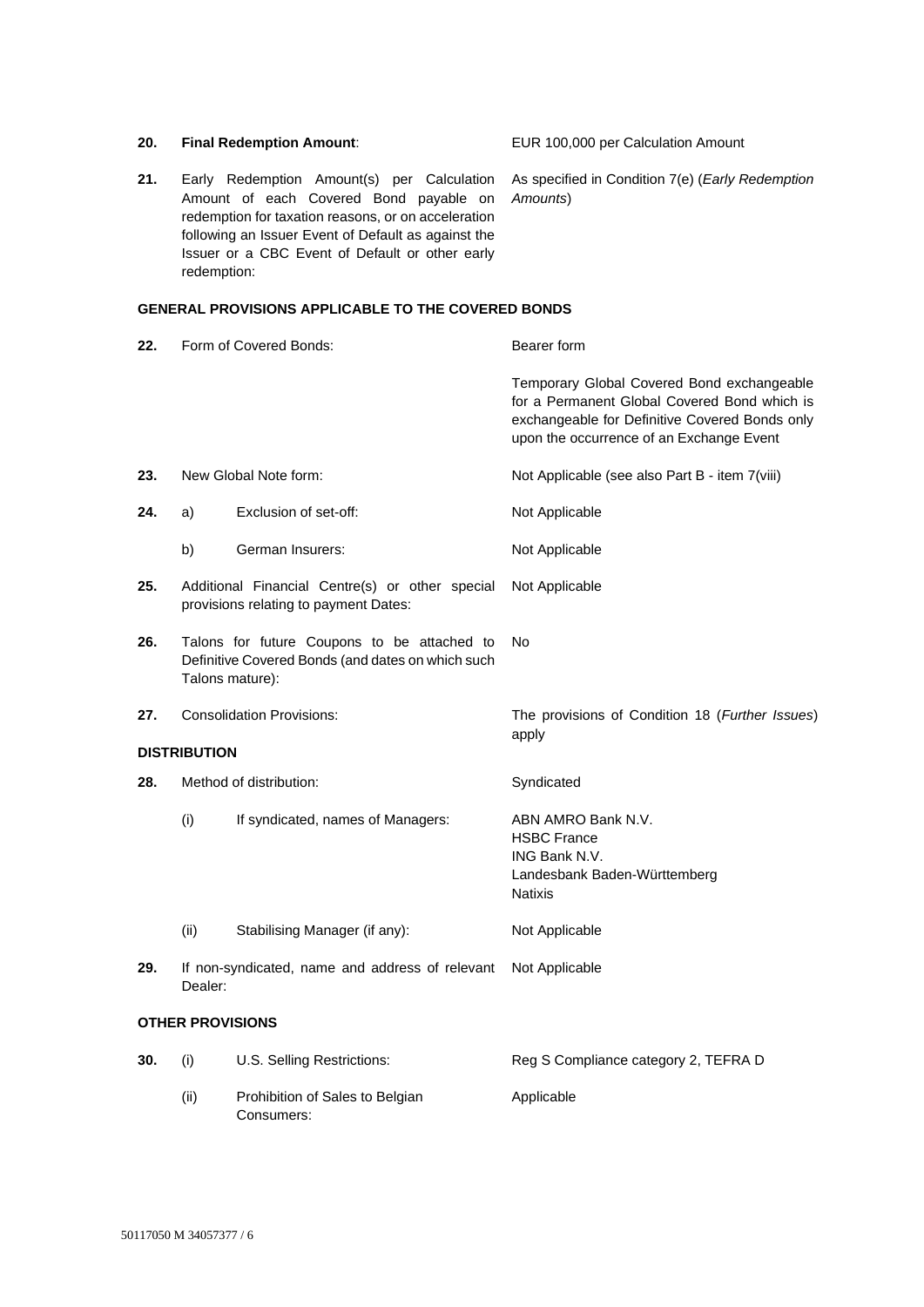| | | | |
|---|---|---|---|
| **20.** | **Final Redemption Amount**: | | EUR 100,000 per Calculation Amount |
| **21.** | Early Redemption Amount(s) per Calculation Amount of each Covered Bond payable on redemption for taxation reasons, or on acceleration following an Issuer Event of Default as against the Issuer or a CBC Event of Default or other early redemption: | | As specified in Condition 7(e) (*Early Redemption Amounts*) |

**GENERAL PROVISIONS APPLICABLE TO THE COVERED BONDS**

| | | | |
|---|---|---|---|
| **22.** | Form of Covered Bonds: | | Bearer form<br><br>Temporary Global Covered Bond exchangeable for a Permanent Global Covered Bond which is exchangeable for Definitive Covered Bonds only upon the occurrence of an Exchange Event |
| **23.** | New Global Note form: | | Not Applicable (see also Part B - item 7(viii) |
| **24.** | a) | Exclusion of set-off: | Not Applicable |
| | b) | German Insurers: | Not Applicable |
| **25.** | Additional Financial Centre(s) or other special provisions relating to payment Dates: | | Not Applicable |
| **26.** | Talons for future Coupons to be attached to Definitive Covered Bonds (and dates on which such Talons mature): | | No |
| **27.** | Consolidation Provisions: | | The provisions of Condition 18 (*Further Issues*) apply |

**DISTRIBUTION**

| | | | |
|---|---|---|---|
| **28.** | Method of distribution: | | Syndicated |
| | (i) | If syndicated, names of Managers: | ABN AMRO Bank N.V.<br>HSBC France<br>ING Bank N.V.<br>Landesbank Baden-Württemberg<br>Natixis |
| | (ii) | Stabilising Manager (if any): | Not Applicable |
| **29.** | If non-syndicated, name and address of relevant Dealer: | | Not Applicable |

**OTHER PROVISIONS**

| | | | |
|---|---|---|---|
| **30.** | (i) | U.S. Selling Restrictions: | Reg S Compliance category 2, TEFRA D |
| | (ii) | Prohibition of Sales to Belgian Consumers: | Applicable |

50117050 M 34057377 / 6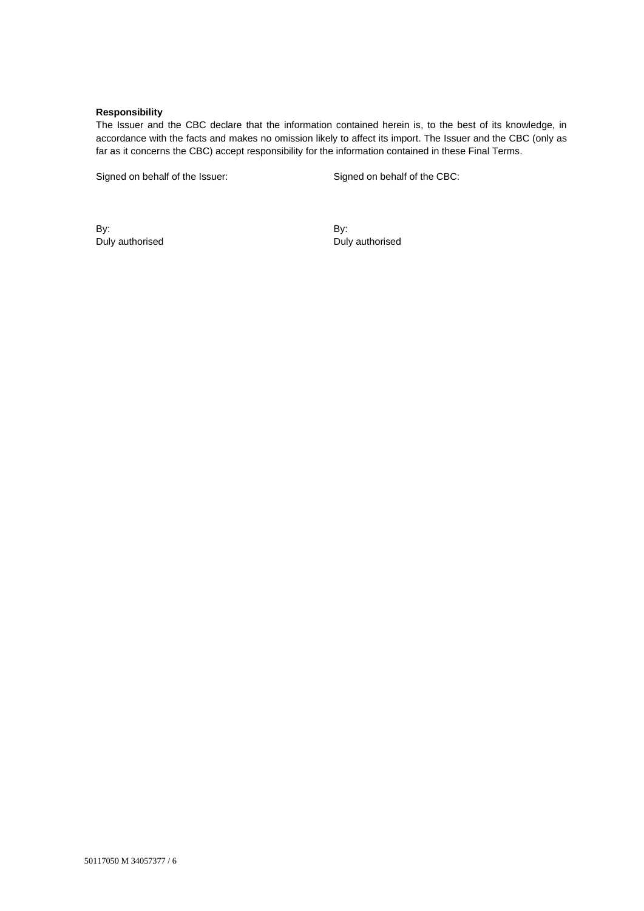**Responsibility**

The Issuer and the CBC declare that the information contained herein is, to the best of its knowledge, in accordance with the facts and makes no omission likely to affect its import. The Issuer and the CBC (only as far as it concerns the CBC) accept responsibility for the information contained in these Final Terms.

| Signed on behalf of the Issuer: | Signed on behalf of the CBC: |
|---|---|
| By:<br>Duly authorised | By:<br>Duly authorised |

50117050 M 34057377 / 6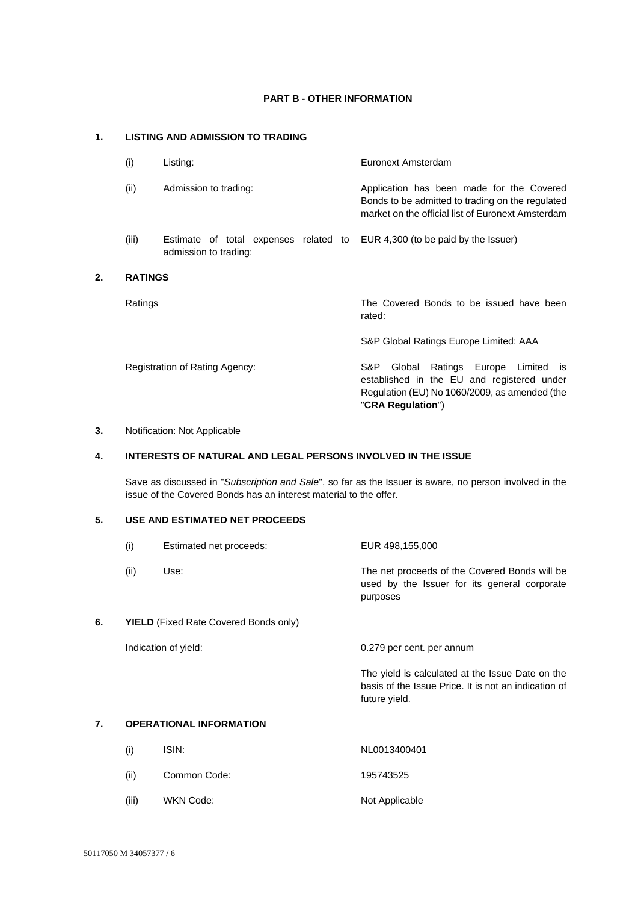## PART B - OTHER INFORMATION

### 1. LISTING AND ADMISSION TO TRADING

| | | |
|---|---|---|
| (i) | Listing: | Euronext Amsterdam |
| (ii) | Admission to trading: | Application has been made for the Covered Bonds to be admitted to trading on the regulated market on the official list of Euronext Amsterdam |
| (iii) | Estimate of total expenses related to admission to trading: | EUR 4,300 (to be paid by the Issuer) |

### 2. RATINGS

| | |
|---|---|
| Ratings | The Covered Bonds to be issued have been rated:<br><br>S&P Global Ratings Europe Limited: AAA |
| Registration of Rating Agency: | S&P Global Ratings Europe Limited is established in the EU and registered under Regulation (EU) No 1060/2009, as amended (the "**CRA Regulation**") |

### 3. Notification: Not Applicable

### 4. INTERESTS OF NATURAL AND LEGAL PERSONS INVOLVED IN THE ISSUE

Save as discussed in "*Subscription and Sale*", so far as the Issuer is aware, no person involved in the issue of the Covered Bonds has an interest material to the offer.

### 5. USE AND ESTIMATED NET PROCEEDS

| | | |
|---|---|---|
| (i) | Estimated net proceeds: | EUR 498,155,000 |
| (ii) | Use: | The net proceeds of the Covered Bonds will be used by the Issuer for its general corporate purposes |

### 6. YIELD (Fixed Rate Covered Bonds only)

| | |
|---|---|
| Indication of yield: | 0.279 per cent. per annum<br><br>The yield is calculated at the Issue Date on the basis of the Issue Price. It is not an indication of future yield. |

### 7. OPERATIONAL INFORMATION

| | | |
|---|---|---|
| (i) | ISIN: | NL0013400401 |
| (ii) | Common Code: | 195743525 |
| (iii) | WKN Code: | Not Applicable |

50117050 M 34057377 / 6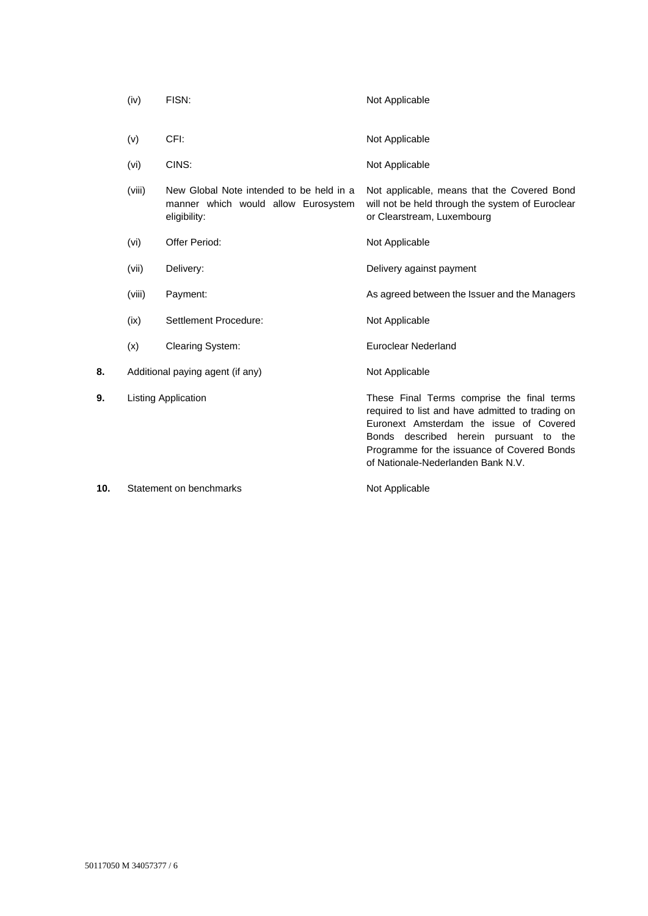| | | | |
|---|---|---|---|
| | (iv) | FISN: | Not Applicable |
| | (v) | CFI: | Not Applicable |
| | (vi) | CINS: | Not Applicable |
| | (viii) | New Global Note intended to be held in a manner which would allow Eurosystem eligibility: | Not applicable, means that the Covered Bond will not be held through the system of Euroclear or Clearstream, Luxembourg |
| | (vi) | Offer Period: | Not Applicable |
| | (vii) | Delivery: | Delivery against payment |
| | (viii) | Payment: | As agreed between the Issuer and the Managers |
| | (ix) | Settlement Procedure: | Not Applicable |
| | (x) | Clearing System: | Euroclear Nederland |
| **8.** | Additional paying agent (if any) | | Not Applicable |
| **9.** | Listing Application | | These Final Terms comprise the final terms required to list and have admitted to trading on Euronext Amsterdam the issue of Covered Bonds described herein pursuant to the Programme for the issuance of Covered Bonds of Nationale-Nederlanden Bank N.V. |
| **10.** | Statement on benchmarks | | Not Applicable |

50117050 M 34057377 / 6